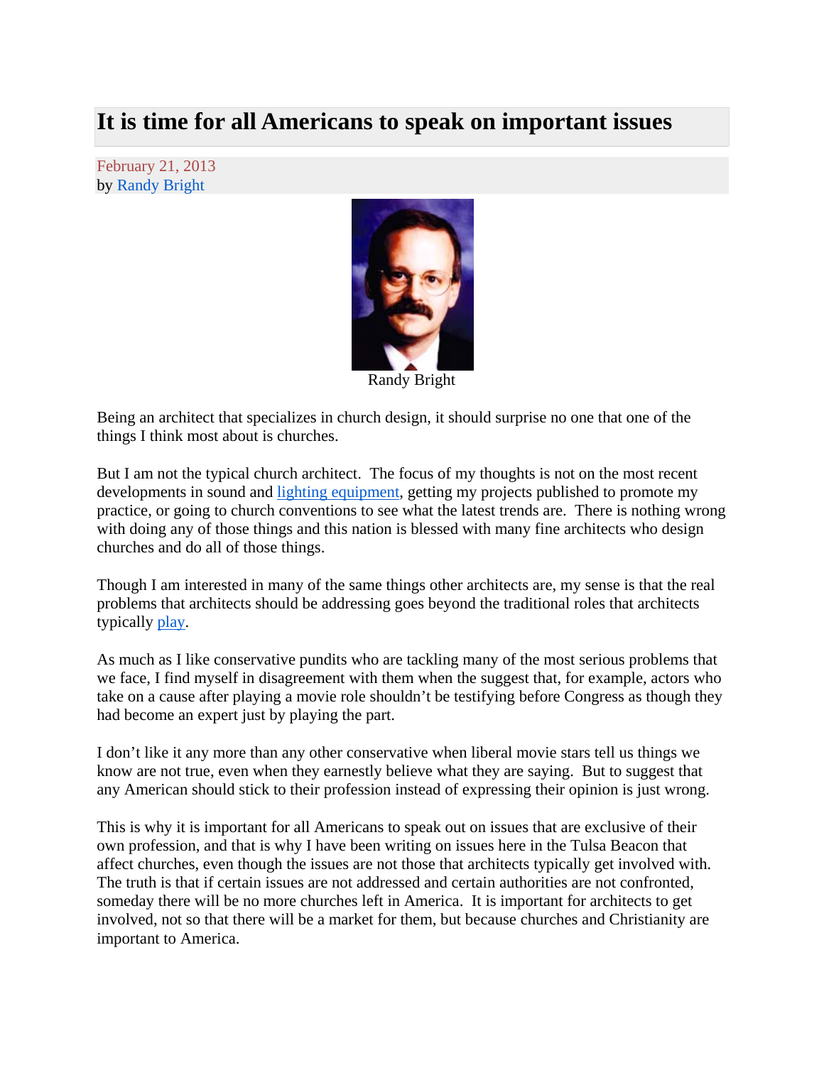# It is time for all Americans to speak on important issues

February 21, 2013
by Randy Bright

Randy Bright

Being an architect that specializes in church design, it should surprise no one that one of the things I think most about is churches.

But I am not the typical church architect. The focus of my thoughts is not on the most recent developments in sound and lighting equipment, getting my projects published to promote my practice, or going to church conventions to see what the latest trends are. There is nothing wrong with doing any of those things and this nation is blessed with many fine architects who design churches and do all of those things.

Though I am interested in many of the same things other architects are, my sense is that the real problems that architects should be addressing goes beyond the traditional roles that architects typically play.

As much as I like conservative pundits who are tackling many of the most serious problems that we face, I find myself in disagreement with them when the suggest that, for example, actors who take on a cause after playing a movie role shouldn't be testifying before Congress as though they had become an expert just by playing the part.

I don't like it any more than any other conservative when liberal movie stars tell us things we know are not true, even when they earnestly believe what they are saying. But to suggest that any American should stick to their profession instead of expressing their opinion is just wrong.

This is why it is important for all Americans to speak out on issues that are exclusive of their own profession, and that is why I have been writing on issues here in the Tulsa Beacon that affect churches, even though the issues are not those that architects typically get involved with. The truth is that if certain issues are not addressed and certain authorities are not confronted, someday there will be no more churches left in America. It is important for architects to get involved, not so that there will be a market for them, but because churches and Christianity are important to America.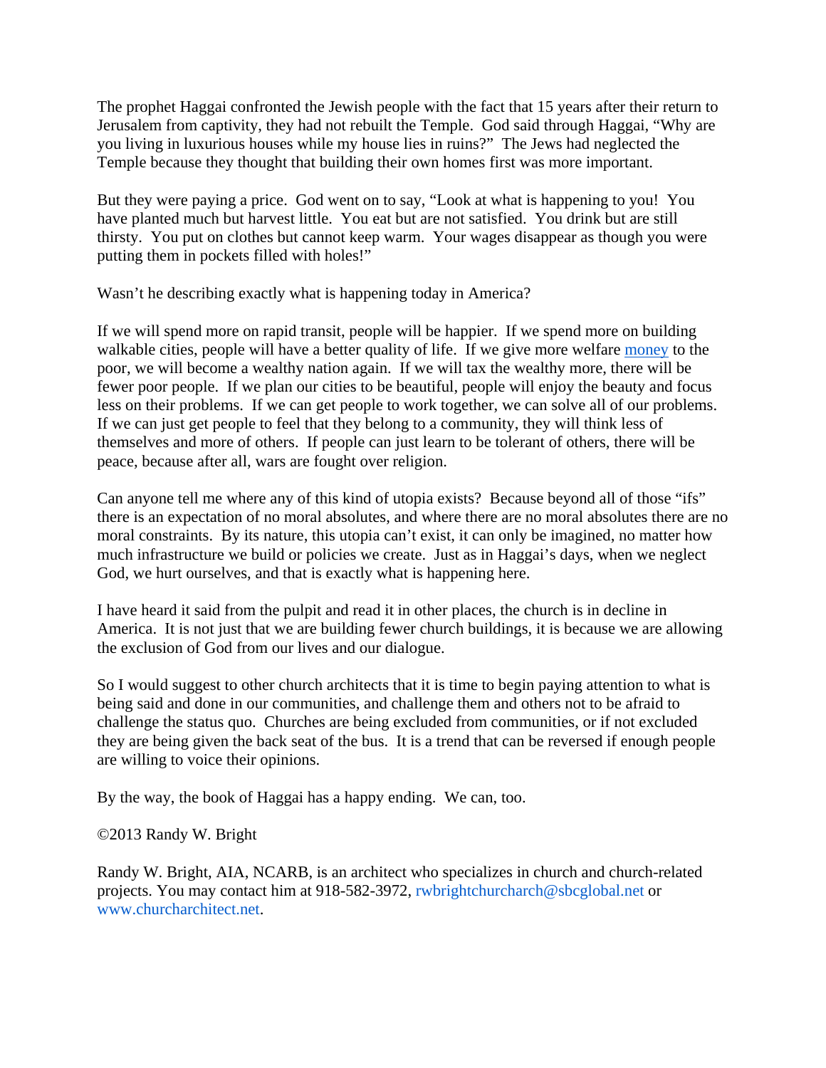The prophet Haggai confronted the Jewish people with the fact that 15 years after their return to Jerusalem from captivity, they had not rebuilt the Temple. God said through Haggai, "Why are you living in luxurious houses while my house lies in ruins?" The Jews had neglected the Temple because they thought that building their own homes first was more important.

But they were paying a price. God went on to say, "Look at what is happening to you! You have planted much but harvest little. You eat but are not satisfied. You drink but are still thirsty. You put on clothes but cannot keep warm. Your wages disappear as though you were putting them in pockets filled with holes!"

Wasn't he describing exactly what is happening today in America?

If we will spend more on rapid transit, people will be happier. If we spend more on building walkable cities, people will have a better quality of life. If we give more welfare money to the poor, we will become a wealthy nation again. If we will tax the wealthy more, there will be fewer poor people. If we plan our cities to be beautiful, people will enjoy the beauty and focus less on their problems. If we can get people to work together, we can solve all of our problems. If we can just get people to feel that they belong to a community, they will think less of themselves and more of others. If people can just learn to be tolerant of others, there will be peace, because after all, wars are fought over religion.

Can anyone tell me where any of this kind of utopia exists? Because beyond all of those "ifs" there is an expectation of no moral absolutes, and where there are no moral absolutes there are no moral constraints. By its nature, this utopia can't exist, it can only be imagined, no matter how much infrastructure we build or policies we create. Just as in Haggai's days, when we neglect God, we hurt ourselves, and that is exactly what is happening here.

I have heard it said from the pulpit and read it in other places, the church is in decline in America. It is not just that we are building fewer church buildings, it is because we are allowing the exclusion of God from our lives and our dialogue.

So I would suggest to other church architects that it is time to begin paying attention to what is being said and done in our communities, and challenge them and others not to be afraid to challenge the status quo. Churches are being excluded from communities, or if not excluded they are being given the back seat of the bus. It is a trend that can be reversed if enough people are willing to voice their opinions.

By the way, the book of Haggai has a happy ending. We can, too.

©2013 Randy W. Bright

Randy W. Bright, AIA, NCARB, is an architect who specializes in church and church-related projects. You may contact him at 918-582-3972, rwbrightchurcharch@sbcglobal.net or www.churcharchitect.net.